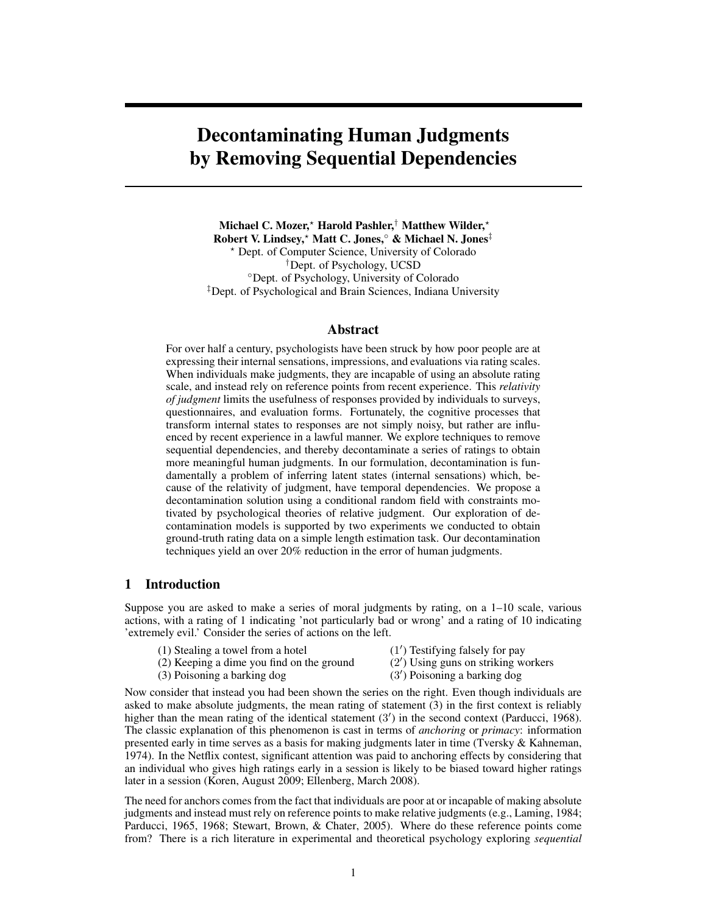# Decontaminating Human Judgments by Removing Sequential Dependencies

**Michael C. Mozer,[⋆] Harold Pashler,[†] Matthew Wilder,[⋆] Robert V. Lindsey,[⋆] Matt C. Jones,[◦] & Michael N. Jones[‡]**
[⋆] Dept. of Computer Science, University of Colorado
[†] Dept. of Psychology, UCSD
[◦] Dept. of Psychology, University of Colorado
[‡] Dept. of Psychological and Brain Sciences, Indiana University

## Abstract

For over half a century, psychologists have been struck by how poor people are at expressing their internal sensations, impressions, and evaluations via rating scales. When individuals make judgments, they are incapable of using an absolute rating scale, and instead rely on reference points from recent experience. This *relativity of judgment* limits the usefulness of responses provided by individuals to surveys, questionnaires, and evaluation forms. Fortunately, the cognitive processes that transform internal states to responses are not simply noisy, but rather are influenced by recent experience in a lawful manner. We explore techniques to remove sequential dependencies, and thereby decontaminate a series of ratings to obtain more meaningful human judgments. In our formulation, decontamination is fundamentally a problem of inferring latent states (internal sensations) which, because of the relativity of judgment, have temporal dependencies. We propose a decontamination solution using a conditional random field with constraints motivated by psychological theories of relative judgment. Our exploration of decontamination models is supported by two experiments we conducted to obtain ground-truth rating data on a simple length estimation task. Our decontamination techniques yield an over 20% reduction in the error of human judgments.

## 1 Introduction

Suppose you are asked to make a series of moral judgments by rating, on a 1–10 scale, various actions, with a rating of 1 indicating 'not particularly bad or wrong' and a rating of 10 indicating 'extremely evil.' Consider the series of actions on the left.

| | |
|---|---|
| (1) Stealing a towel from a hotel | (1′) Testifying falsely for pay |
| (2) Keeping a dime you find on the ground | (2′) Using guns on striking workers |
| (3) Poisoning a barking dog | (3′) Poisoning a barking dog |

Now consider that instead you had been shown the series on the right. Even though individuals are asked to make absolute judgments, the mean rating of statement (3) in the first context is reliably higher than the mean rating of the identical statement (3′) in the second context (Parducci, 1968). The classic explanation of this phenomenon is cast in terms of *anchoring* or *primacy*: information presented early in time serves as a basis for making judgments later in time (Tversky & Kahneman, 1974). In the Netflix contest, significant attention was paid to anchoring effects by considering that an individual who gives high ratings early in a session is likely to be biased toward higher ratings later in a session (Koren, August 2009; Ellenberg, March 2008).

The need for anchors comes from the fact that individuals are poor at or incapable of making absolute judgments and instead must rely on reference points to make relative judgments (e.g., Laming, 1984; Parducci, 1965, 1968; Stewart, Brown, & Chater, 2005). Where do these reference points come from? There is a rich literature in experimental and theoretical psychology exploring *sequential*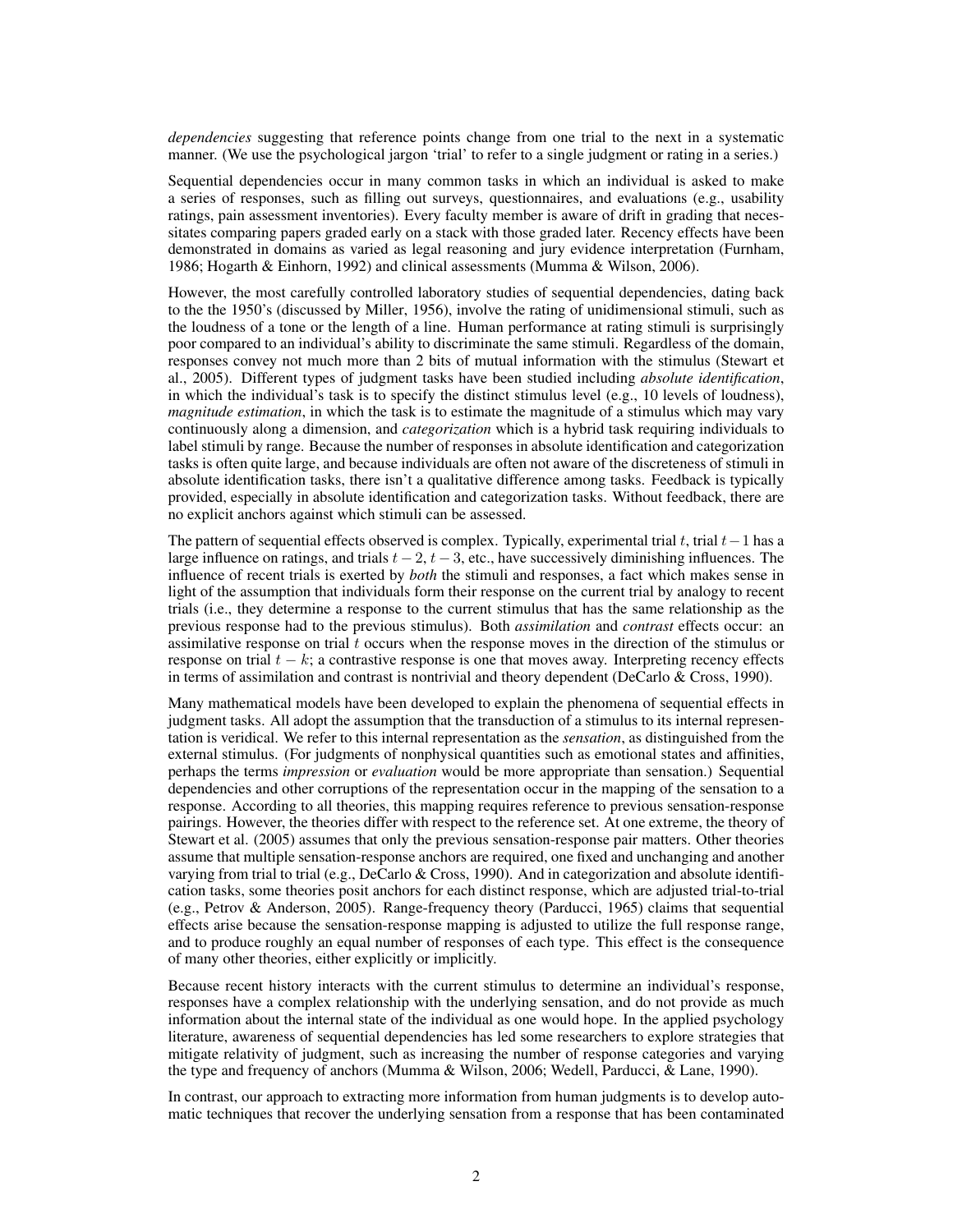*dependencies* suggesting that reference points change from one trial to the next in a systematic manner. (We use the psychological jargon 'trial' to refer to a single judgment or rating in a series.)

Sequential dependencies occur in many common tasks in which an individual is asked to make a series of responses, such as filling out surveys, questionnaires, and evaluations (e.g., usability ratings, pain assessment inventories). Every faculty member is aware of drift in grading that necessitates comparing papers graded early on a stack with those graded later. Recency effects have been demonstrated in domains as varied as legal reasoning and jury evidence interpretation (Furnham, 1986; Hogarth & Einhorn, 1992) and clinical assessments (Mumma & Wilson, 2006).

However, the most carefully controlled laboratory studies of sequential dependencies, dating back to the the 1950's (discussed by Miller, 1956), involve the rating of unidimensional stimuli, such as the loudness of a tone or the length of a line. Human performance at rating stimuli is surprisingly poor compared to an individual's ability to discriminate the same stimuli. Regardless of the domain, responses convey not much more than 2 bits of mutual information with the stimulus (Stewart et al., 2005). Different types of judgment tasks have been studied including *absolute identification*, in which the individual's task is to specify the distinct stimulus level (e.g., 10 levels of loudness), *magnitude estimation*, in which the task is to estimate the magnitude of a stimulus which may vary continuously along a dimension, and *categorization* which is a hybrid task requiring individuals to label stimuli by range. Because the number of responses in absolute identification and categorization tasks is often quite large, and because individuals are often not aware of the discreteness of stimuli in absolute identification tasks, there isn't a qualitative difference among tasks. Feedback is typically provided, especially in absolute identification and categorization tasks. Without feedback, there are no explicit anchors against which stimuli can be assessed.

The pattern of sequential effects observed is complex. Typically, experimental trial $t$, trial $t-1$ has a large influence on ratings, and trials $t-2$, $t-3$, etc., have successively diminishing influences. The influence of recent trials is exerted by *both* the stimuli and responses, a fact which makes sense in light of the assumption that individuals form their response on the current trial by analogy to recent trials (i.e., they determine a response to the current stimulus that has the same relationship as the previous response had to the previous stimulus). Both *assimilation* and *contrast* effects occur: an assimilative response on trial $t$ occurs when the response moves in the direction of the stimulus or response on trial $t-k$; a contrastive response is one that moves away. Interpreting recency effects in terms of assimilation and contrast is nontrivial and theory dependent (DeCarlo & Cross, 1990).

Many mathematical models have been developed to explain the phenomena of sequential effects in judgment tasks. All adopt the assumption that the transduction of a stimulus to its internal representation is veridical. We refer to this internal representation as the *sensation*, as distinguished from the external stimulus. (For judgments of nonphysical quantities such as emotional states and affinities, perhaps the terms *impression* or *evaluation* would be more appropriate than sensation.) Sequential dependencies and other corruptions of the representation occur in the mapping of the sensation to a response. According to all theories, this mapping requires reference to previous sensation-response pairings. However, the theories differ with respect to the reference set. At one extreme, the theory of Stewart et al. (2005) assumes that only the previous sensation-response pair matters. Other theories assume that multiple sensation-response anchors are required, one fixed and unchanging and another varying from trial to trial (e.g., DeCarlo & Cross, 1990). And in categorization and absolute identification tasks, some theories posit anchors for each distinct response, which are adjusted trial-to-trial (e.g., Petrov & Anderson, 2005). Range-frequency theory (Parducci, 1965) claims that sequential effects arise because the sensation-response mapping is adjusted to utilize the full response range, and to produce roughly an equal number of responses of each type. This effect is the consequence of many other theories, either explicitly or implicitly.

Because recent history interacts with the current stimulus to determine an individual's response, responses have a complex relationship with the underlying sensation, and do not provide as much information about the internal state of the individual as one would hope. In the applied psychology literature, awareness of sequential dependencies has led some researchers to explore strategies that mitigate relativity of judgment, such as increasing the number of response categories and varying the type and frequency of anchors (Mumma & Wilson, 2006; Wedell, Parducci, & Lane, 1990).

In contrast, our approach to extracting more information from human judgments is to develop automatic techniques that recover the underlying sensation from a response that has been contaminated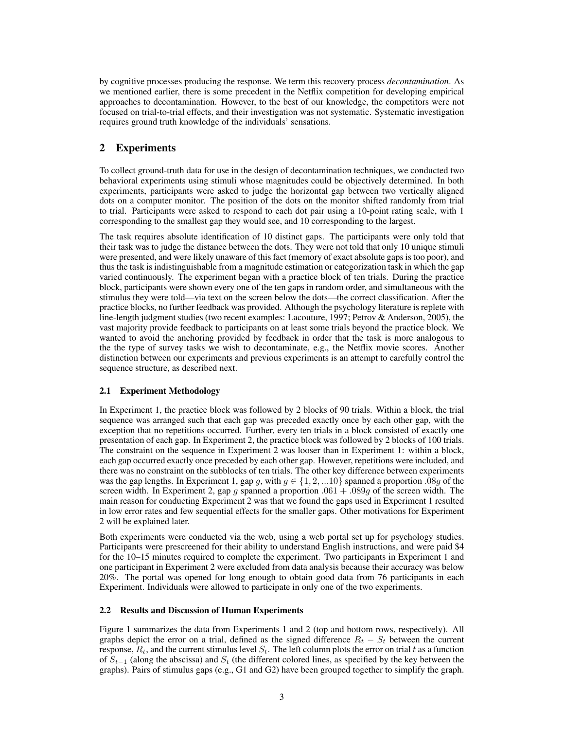by cognitive processes producing the response. We term this recovery process *decontamination*. As we mentioned earlier, there is some precedent in the Netflix competition for developing empirical approaches to decontamination. However, to the best of our knowledge, the competitors were not focused on trial-to-trial effects, and their investigation was not systematic. Systematic investigation requires ground truth knowledge of the individuals' sensations.

## 2 Experiments

To collect ground-truth data for use in the design of decontamination techniques, we conducted two behavioral experiments using stimuli whose magnitudes could be objectively determined. In both experiments, participants were asked to judge the horizontal gap between two vertically aligned dots on a computer monitor. The position of the dots on the monitor shifted randomly from trial to trial. Participants were asked to respond to each dot pair using a 10-point rating scale, with 1 corresponding to the smallest gap they would see, and 10 corresponding to the largest.

The task requires absolute identification of 10 distinct gaps. The participants were only told that their task was to judge the distance between the dots. They were not told that only 10 unique stimuli were presented, and were likely unaware of this fact (memory of exact absolute gaps is too poor), and thus the task is indistinguishable from a magnitude estimation or categorization task in which the gap varied continuously. The experiment began with a practice block of ten trials. During the practice block, participants were shown every one of the ten gaps in random order, and simultaneous with the stimulus they were told—via text on the screen below the dots—the correct classification. After the practice blocks, no further feedback was provided. Although the psychology literature is replete with line-length judgment studies (two recent examples: Lacouture, 1997; Petrov & Anderson, 2005), the vast majority provide feedback to participants on at least some trials beyond the practice block. We wanted to avoid the anchoring provided by feedback in order that the task is more analogous to the the type of survey tasks we wish to decontaminate, e.g., the Netflix movie scores. Another distinction between our experiments and previous experiments is an attempt to carefully control the sequence structure, as described next.

### 2.1 Experiment Methodology

In Experiment 1, the practice block was followed by 2 blocks of 90 trials. Within a block, the trial sequence was arranged such that each gap was preceded exactly once by each other gap, with the exception that no repetitions occurred. Further, every ten trials in a block consisted of exactly one presentation of each gap. In Experiment 2, the practice block was followed by 2 blocks of 100 trials. The constraint on the sequence in Experiment 2 was looser than in Experiment 1: within a block, each gap occurred exactly once preceded by each other gap. However, repetitions were included, and there was no constraint on the subblocks of ten trials. The other key difference between experiments was the gap lengths. In Experiment 1, gap $g$, with $g \in \{1, 2, ...10\}$ spanned a proportion $.08g$ of the screen width. In Experiment 2, gap $g$ spanned a proportion $.061 + .089g$ of the screen width. The main reason for conducting Experiment 2 was that we found the gaps used in Experiment 1 resulted in low error rates and few sequential effects for the smaller gaps. Other motivations for Experiment 2 will be explained later.

Both experiments were conducted via the web, using a web portal set up for psychology studies. Participants were prescreened for their ability to understand English instructions, and were paid \$4 for the 10–15 minutes required to complete the experiment. Two participants in Experiment 1 and one participant in Experiment 2 were excluded from data analysis because their accuracy was below 20%. The portal was opened for long enough to obtain good data from 76 participants in each Experiment. Individuals were allowed to participate in only one of the two experiments.

### 2.2 Results and Discussion of Human Experiments

Figure 1 summarizes the data from Experiments 1 and 2 (top and bottom rows, respectively). All graphs depict the error on a trial, defined as the signed difference $R_t - S_t$ between the current response, $R_t$, and the current stimulus level $S_t$. The left column plots the error on trial $t$ as a function of $S_{t-1}$ (along the abscissa) and $S_t$ (the different colored lines, as specified by the key between the graphs). Pairs of stimulus gaps (e.g., G1 and G2) have been grouped together to simplify the graph.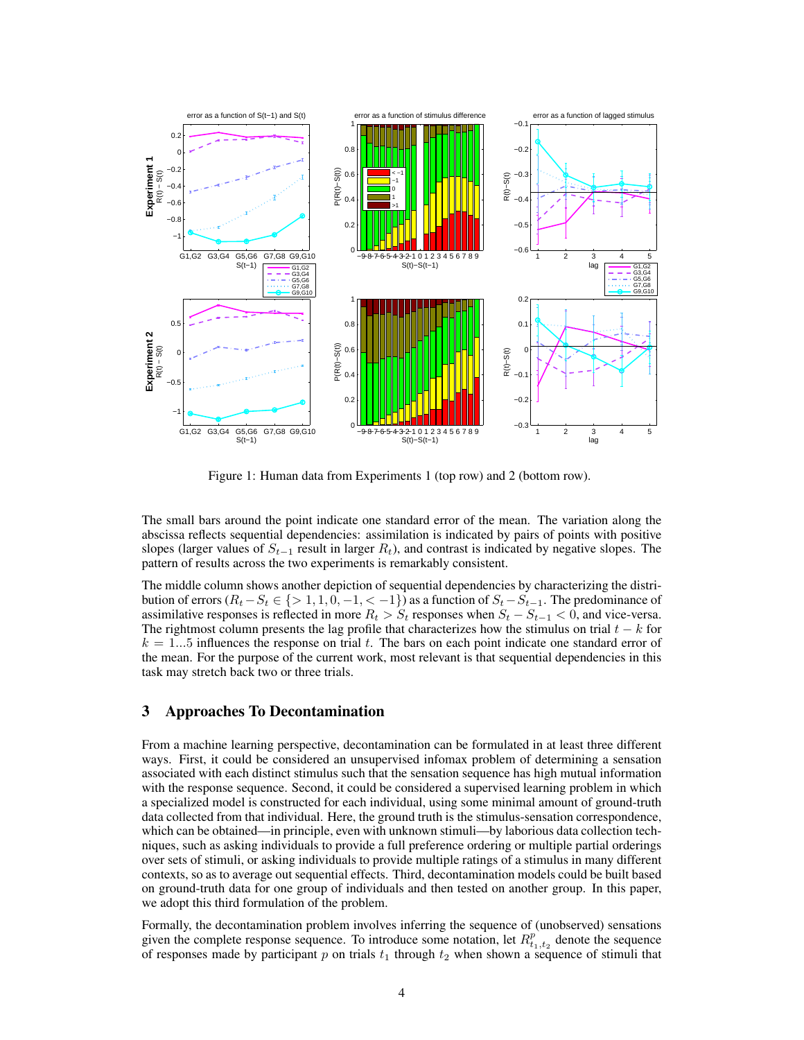Figure 1: Human data from Experiments 1 (top row) and 2 (bottom row).

The small bars around the point indicate one standard error of the mean. The variation along the abscissa reflects sequential dependencies: assimilation is indicated by pairs of points with positive slopes (larger values of $S_{t-1}$ result in larger $R_t$), and contrast is indicated by negative slopes. The pattern of results across the two experiments is remarkably consistent.

The middle column shows another depiction of sequential dependencies by characterizing the distribution of errors ($R_t - S_t \in \{>1, 1, 0, -1, < -1\}$) as a function of $S_t - S_{t-1}$. The predominance of assimilative responses is reflected in more $R_t > S_t$ responses when $S_t - S_{t-1} < 0$, and vice-versa. The rightmost column presents the lag profile that characterizes how the stimulus on trial $t - k$ for $k = 1...5$ influences the response on trial $t$. The bars on each point indicate one standard error of the mean. For the purpose of the current work, most relevant is that sequential dependencies in this task may stretch back two or three trials.

## 3 Approaches To Decontamination

From a machine learning perspective, decontamination can be formulated in at least three different ways. First, it could be considered an unsupervised infomax problem of determining a sensation associated with each distinct stimulus such that the sensation sequence has high mutual information with the response sequence. Second, it could be considered a supervised learning problem in which a specialized model is constructed for each individual, using some minimal amount of ground-truth data collected from that individual. Here, the ground truth is the stimulus-sensation correspondence, which can be obtained—in principle, even with unknown stimuli—by laborious data collection techniques, such as asking individuals to provide a full preference ordering or multiple partial orderings over sets of stimuli, or asking individuals to provide multiple ratings of a stimulus in many different contexts, so as to average out sequential effects. Third, decontamination models could be built based on ground-truth data for one group of individuals and then tested on another group. In this paper, we adopt this third formulation of the problem.

Formally, the decontamination problem involves inferring the sequence of (unobserved) sensations given the complete response sequence. To introduce some notation, let $R^p_{t_1,t_2}$ denote the sequence of responses made by participant $p$ on trials $t_1$ through $t_2$ when shown a sequence of stimuli that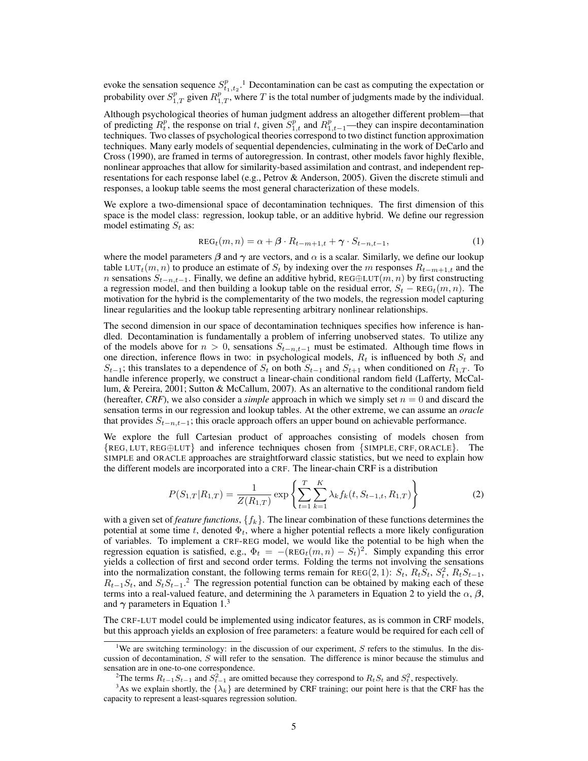evoke the sensation sequence $S^p_{t_1,t_2}$.[1] Decontamination can be cast as computing the expectation or probability over $S^p_{1,T}$ given $R^p_{1,T}$, where $T$ is the total number of judgments made by the individual.

Although psychological theories of human judgment address an altogether different problem—that of predicting $R^p_t$, the response on trial $t$, given $S^p_{1,t}$ and $R^p_{1,t-1}$—they can inspire decontamination techniques. Two classes of psychological theories correspond to two distinct function approximation techniques. Many early models of sequential dependencies, culminating in the work of DeCarlo and Cross (1990), are framed in terms of autoregression. In contrast, other models favor highly flexible, nonlinear approaches that allow for similarity-based assimilation and contrast, and independent representations for each response label (e.g., Petrov & Anderson, 2005). Given the discrete stimuli and responses, a lookup table seems the most general characterization of these models.

We explore a two-dimensional space of decontamination techniques. The first dimension of this space is the model class: regression, lookup table, or an additive hybrid. We define our regression model estimating $S_t$ as:

$$\text{REG}_t(m,n) = \alpha + \boldsymbol{\beta} \cdot R_{t-m+1,t} + \boldsymbol{\gamma} \cdot S_{t-n,t-1}, \tag{1}$$

where the model parameters $\boldsymbol{\beta}$ and $\boldsymbol{\gamma}$ are vectors, and $\alpha$ is a scalar. Similarly, we define our lookup table $\text{LUT}_t(m,n)$ to produce an estimate of $S_t$ by indexing over the $m$ responses $R_{t-m+1,t}$ and the $n$ sensations $S_{t-n,t-1}$. Finally, we define an additive hybrid, $\text{REG}\oplus\text{LUT}(m,n)$ by first constructing a regression model, and then building a lookup table on the residual error, $S_t - \text{REG}_t(m,n)$. The motivation for the hybrid is the complementarity of the two models, the regression model capturing linear regularities and the lookup table representing arbitrary nonlinear relationships.

The second dimension in our space of decontamination techniques specifies how inference is handled. Decontamination is fundamentally a problem of inferring unobserved states. To utilize any of the models above for $n > 0$, sensations $S_{t-n,t-1}$ must be estimated. Although time flows in one direction, inference flows in two: in psychological models, $R_t$ is influenced by both $S_t$ and $S_{t-1}$; this translates to a dependence of $S_t$ on both $S_{t-1}$ and $S_{t+1}$ when conditioned on $R_{1,T}$. To handle inference properly, we construct a linear-chain conditional random field (Lafferty, McCallum, & Pereira, 2001; Sutton & McCallum, 2007). As an alternative to the conditional random field (hereafter, ***CRF***), we also consider a ***simple*** approach in which we simply set $n = 0$ and discard the sensation terms in our regression and lookup tables. At the other extreme, we can assume an *oracle* that provides $S_{t-n,t-1}$; this oracle approach offers an upper bound on achievable performance.

We explore the full Cartesian product of approaches consisting of models chosen from $\{\text{REG}, \text{LUT}, \text{REG}\oplus\text{LUT}\}$ and inference techniques chosen from $\{\text{SIMPLE}, \text{CRF}, \text{ORACLE}\}$. The SIMPLE and ORACLE approaches are straightforward classic statistics, but we need to explain how the different models are incorporated into a CRF. The linear-chain CRF is a distribution

$$P(S_{1,T}|R_{1,T}) = \frac{1}{Z(R_{1,T})} \exp\left\{\sum_{t=1}^{T}\sum_{k=1}^{K} \lambda_k f_k(t, S_{t-1,t}, R_{1,T})\right\} \tag{2}$$

with a given set of *feature functions*, $\{f_k\}$. The linear combination of these functions determines the potential at some time $t$, denoted $\Phi_t$, where a higher potential reflects a more likely configuration of variables. To implement a CRF-REG model, we would like the potential to be high when the regression equation is satisfied, e.g., $\Phi_t = -(\text{REG}_t(m,n) - S_t)^2$. Simply expanding this error yields a collection of first and second order terms. Folding the terms not involving the sensations into the normalization constant, the following terms remain for $\text{REG}(2,1)$: $S_t$, $R_t S_t$, $S_t^2$, $R_t S_{t-1}$, $R_{t-1} S_t$, and $S_t S_{t-1}$.[2] The regression potential function can be obtained by making each of these terms into a real-valued feature, and determining the $\lambda$ parameters in Equation 2 to yield the $\alpha$, $\boldsymbol{\beta}$, and $\boldsymbol{\gamma}$ parameters in Equation 1.[3]

The CRF-LUT model could be implemented using indicator features, as is common in CRF models, but this approach yields an explosion of free parameters: a feature would be required for each cell of

---

[1] We are switching terminology: in the discussion of our experiment, $S$ refers to the stimulus. In the discussion of decontamination, $S$ will refer to the sensation. The difference is minor because the stimulus and sensation are in one-to-one correspondence.

[2] The terms $R_{t-1}S_{t-1}$ and $S^2_{t-1}$ are omitted because they correspond to $R_t S_t$ and $S_t^2$, respectively.

[3] As we explain shortly, the $\{\lambda_k\}$ are determined by CRF training; our point here is that the CRF has the capacity to represent a least-squares regression solution.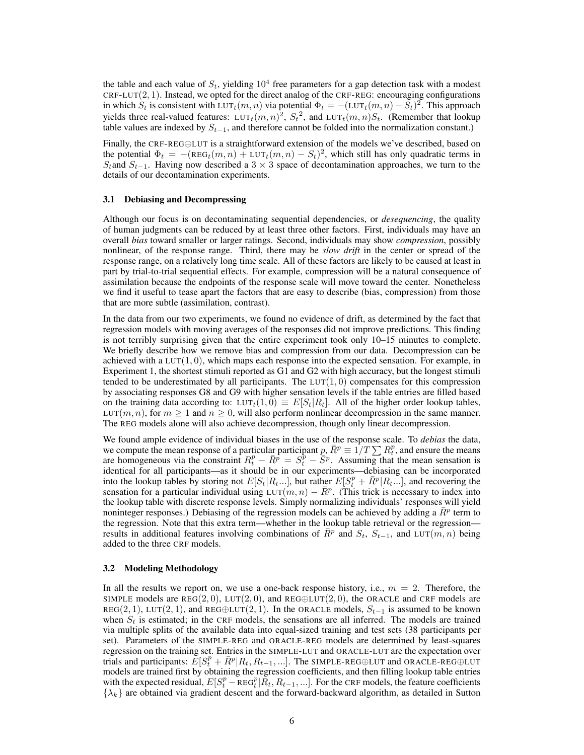the table and each value of $S_t$, yielding $10^4$ free parameters for a gap detection task with a modest CRF-LUT$(2,1)$. Instead, we opted for the direct analog of the CRF-REG: encouraging configurations in which $S_t$ is consistent with $\text{LUT}_t(m,n)$ via potential $\Phi_t = -(\text{LUT}_t(m,n) - S_t)^2$. This approach yields three real-valued features: $\text{LUT}_t(m,n)^2$, $S_t{}^2$, and $\text{LUT}_t(m,n)S_t$. (Remember that lookup table values are indexed by $S_{t-1}$, and therefore cannot be folded into the normalization constant.)

Finally, the CRF-REG⊕LUT is a straightforward extension of the models we've described, based on the potential $\Phi_t = -(\text{REG}_t(m,n) + \text{LUT}_t(m,n) - S_t)^2$, which still has only quadratic terms in $S_t$and $S_{t-1}$. Having now described a $3 \times 3$ space of decontamination approaches, we turn to the details of our decontamination experiments.

### 3.1 Debiasing and Decompressing

Although our focus is on decontaminating sequential dependencies, or *desequencing*, the quality of human judgments can be reduced by at least three other factors. First, individuals may have an overall *bias* toward smaller or larger ratings. Second, individuals may show *compression*, possibly nonlinear, of the response range. Third, there may be *slow drift* in the center or spread of the response range, on a relatively long time scale. All of these factors are likely to be caused at least in part by trial-to-trial sequential effects. For example, compression will be a natural consequence of assimilation because the endpoints of the response scale will move toward the center. Nonetheless we find it useful to tease apart the factors that are easy to describe (bias, compression) from those that are more subtle (assimilation, contrast).

In the data from our two experiments, we found no evidence of drift, as determined by the fact that regression models with moving averages of the responses did not improve predictions. This finding is not terribly surprising given that the entire experiment took only 10–15 minutes to complete. We briefly describe how we remove bias and compression from our data. Decompression can be achieved with a LUT$(1,0)$, which maps each response into the expected sensation. For example, in Experiment 1, the shortest stimuli reported as G1 and G2 with high accuracy, but the longest stimuli tended to be underestimated by all participants. The LUT$(1,0)$ compensates for this compression by associating responses G8 and G9 with higher sensation levels if the table entries are filled based on the training data according to: $\text{LUT}_t(1,0) \equiv E[S_t|R_t]$. All of the higher order lookup tables, LUT$(m,n)$, for $m \geq 1$ and $n \geq 0$, will also perform nonlinear decompression in the same manner. The REG models alone will also achieve decompression, though only linear decompression.

We found ample evidence of individual biases in the use of the response scale. To *debias* the data, we compute the mean response of a particular participant $p$, $\bar{R}^p \equiv 1/T \sum R_t^p$, and ensure the means are homogeneous via the constraint $R_t^p - \bar{R}^p = S_t^p - \bar{S}^p$. Assuming that the mean sensation is identical for all participants—as it should be in our experiments—debiasing can be incorporated into the lookup tables by storing not $E[S_t|R_t...]$, but rather $E[S_t^p + \bar{R}^p|R_t...]$, and recovering the sensation for a particular individual using $\text{LUT}(m,n) - \bar{R}^p$. (This trick is necessary to index into the lookup table with discrete response levels. Simply normalizing individuals' responses will yield noninteger responses.) Debiasing of the regression models can be achieved by adding a $\bar{R}^p$ term to the regression. Note that this extra term—whether in the lookup table retrieval or the regression—results in additional features involving combinations of $\bar{R}^p$ and $S_t$, $S_{t-1}$, and LUT$(m,n)$ being added to the three CRF models.

### 3.2 Modeling Methodology

In all the results we report on, we use a one-back response history, i.e., $m = 2$. Therefore, the SIMPLE models are REG$(2,0)$, LUT$(2,0)$, and REG⊕LUT$(2,0)$, the ORACLE and CRF models are REG$(2,1)$, LUT$(2,1)$, and REG⊕LUT$(2,1)$. In the ORACLE models, $S_{t-1}$ is assumed to be known when $S_t$ is estimated; in the CRF models, the sensations are all inferred. The models are trained via multiple splits of the available data into equal-sized training and test sets (38 participants per set). Parameters of the SIMPLE-REG and ORACLE-REG models are determined by least-squares regression on the training set. Entries in the SIMPLE-LUT and ORACLE-LUT are the expectation over trials and participants: $E[S_t^p + \bar{R}^p|R_t, R_{t-1}, ...]$. The SIMPLE-REG⊕LUT and ORACLE-REG⊕LUT models are trained first by obtaining the regression coefficients, and then filling lookup table entries with the expected residual, $E[S_t^p - \text{REG}_t^p|R_t, R_{t-1}, ...]$. For the CRF models, the feature coefficients $\{\lambda_k\}$ are obtained via gradient descent and the forward-backward algorithm, as detailed in Sutton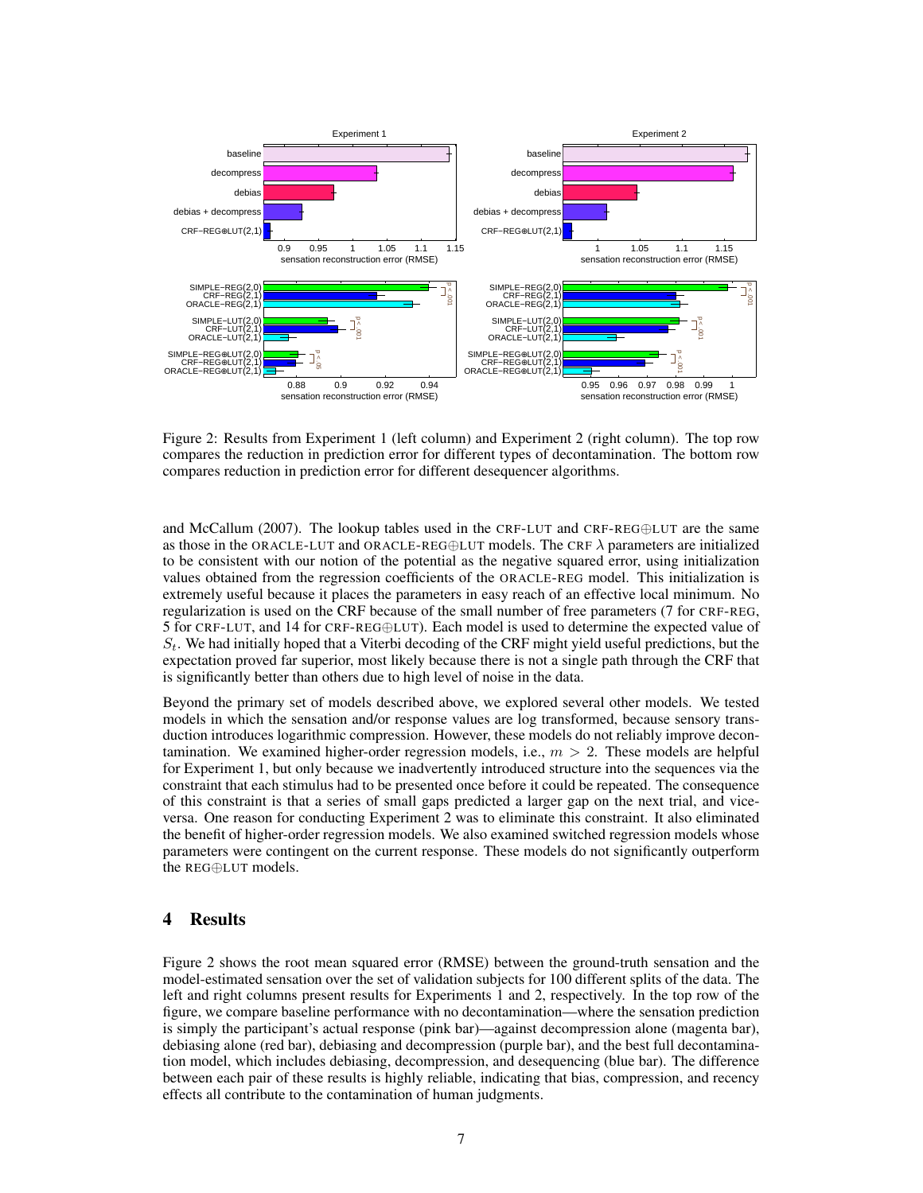Figure 2: Results from Experiment 1 (left column) and Experiment 2 (right column). The top row compares the reduction in prediction error for different types of decontamination. The bottom row compares reduction in prediction error for different desequencer algorithms.

and McCallum (2007). The lookup tables used in the CRF-LUT and CRF-REG⊕LUT are the same as those in the ORACLE-LUT and ORACLE-REG⊕LUT models. The CRF $\lambda$ parameters are initialized to be consistent with our notion of the potential as the negative squared error, using initialization values obtained from the regression coefficients of the ORACLE-REG model. This initialization is extremely useful because it places the parameters in easy reach of an effective local minimum. No regularization is used on the CRF because of the small number of free parameters (7 for CRF-REG, 5 for CRF-LUT, and 14 for CRF-REG⊕LUT). Each model is used to determine the expected value of $S_t$. We had initially hoped that a Viterbi decoding of the CRF might yield useful predictions, but the expectation proved far superior, most likely because there is not a single path through the CRF that is significantly better than others due to high level of noise in the data.

Beyond the primary set of models described above, we explored several other models. We tested models in which the sensation and/or response values are log transformed, because sensory transduction introduces logarithmic compression. However, these models do not reliably improve decontamination. We examined higher-order regression models, i.e., $m > 2$. These models are helpful for Experiment 1, but only because we inadvertently introduced structure into the sequences via the constraint that each stimulus had to be presented once before it could be repeated. The consequence of this constraint is that a series of small gaps predicted a larger gap on the next trial, and vice-versa. One reason for conducting Experiment 2 was to eliminate this constraint. It also eliminated the benefit of higher-order regression models. We also examined switched regression models whose parameters were contingent on the current response. These models do not significantly outperform the REG⊕LUT models.

## 4 Results

Figure 2 shows the root mean squared error (RMSE) between the ground-truth sensation and the model-estimated sensation over the set of validation subjects for 100 different splits of the data. The left and right columns present results for Experiments 1 and 2, respectively. In the top row of the figure, we compare baseline performance with no decontamination—where the sensation prediction is simply the participant's actual response (pink bar)—against decompression alone (magenta bar), debiasing alone (red bar), debiasing and decompression (purple bar), and the best full decontamination model, which includes debiasing, decompression, and desequencing (blue bar). The difference between each pair of these results is highly reliable, indicating that bias, compression, and recency effects all contribute to the contamination of human judgments.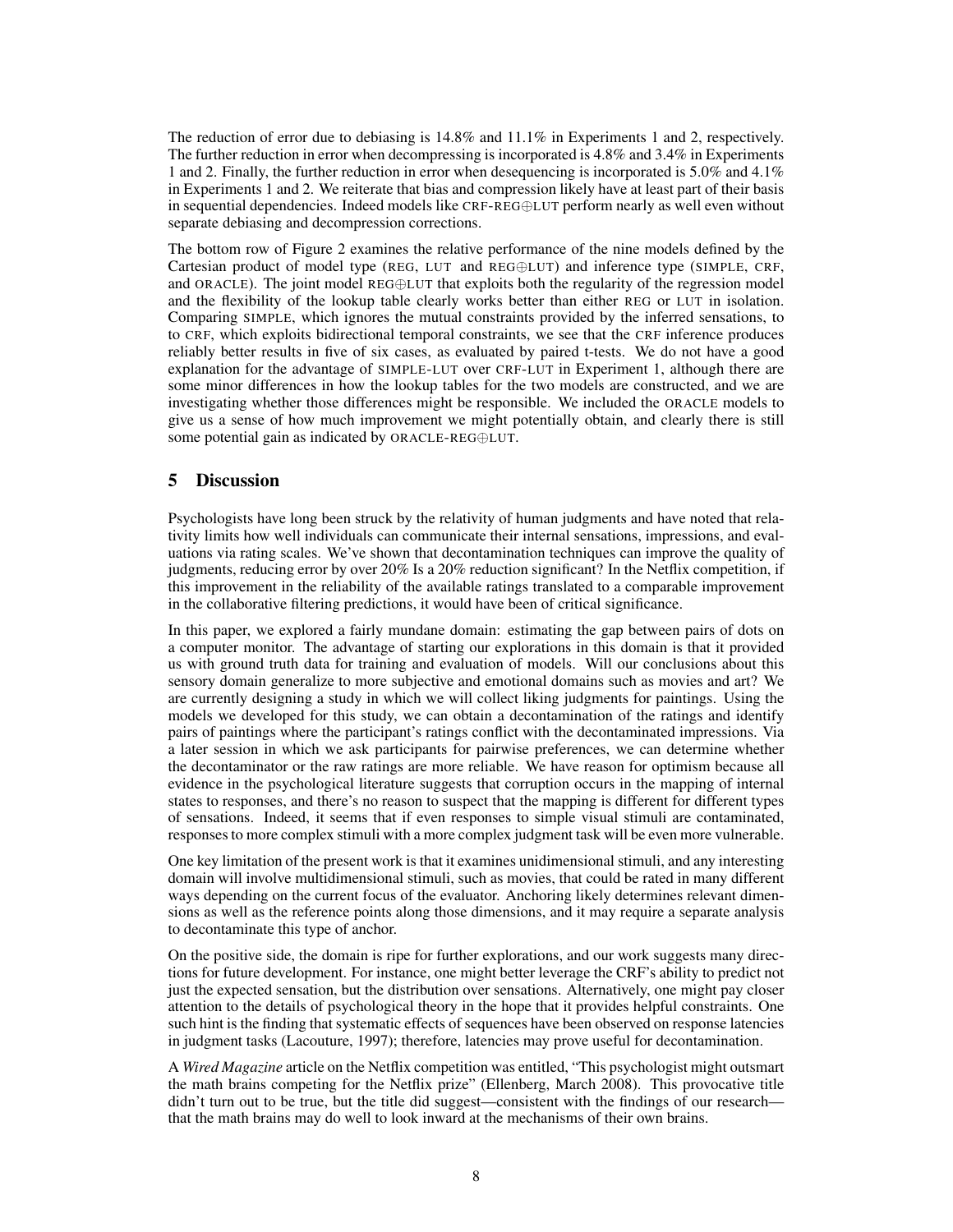The reduction of error due to debiasing is 14.8% and 11.1% in Experiments 1 and 2, respectively. The further reduction in error when decompressing is incorporated is 4.8% and 3.4% in Experiments 1 and 2. Finally, the further reduction in error when desequencing is incorporated is 5.0% and 4.1% in Experiments 1 and 2. We reiterate that bias and compression likely have at least part of their basis in sequential dependencies. Indeed models like CRF-REG⊕LUT perform nearly as well even without separate debiasing and decompression corrections.

The bottom row of Figure 2 examines the relative performance of the nine models defined by the Cartesian product of model type (REG, LUT and REG⊕LUT) and inference type (SIMPLE, CRF, and ORACLE). The joint model REG⊕LUT that exploits both the regularity of the regression model and the flexibility of the lookup table clearly works better than either REG or LUT in isolation. Comparing SIMPLE, which ignores the mutual constraints provided by the inferred sensations, to to CRF, which exploits bidirectional temporal constraints, we see that the CRF inference produces reliably better results in five of six cases, as evaluated by paired t-tests. We do not have a good explanation for the advantage of SIMPLE-LUT over CRF-LUT in Experiment 1, although there are some minor differences in how the lookup tables for the two models are constructed, and we are investigating whether those differences might be responsible. We included the ORACLE models to give us a sense of how much improvement we might potentially obtain, and clearly there is still some potential gain as indicated by ORACLE-REG⊕LUT.

## 5 Discussion

Psychologists have long been struck by the relativity of human judgments and have noted that relativity limits how well individuals can communicate their internal sensations, impressions, and evaluations via rating scales. We've shown that decontamination techniques can improve the quality of judgments, reducing error by over 20% Is a 20% reduction significant? In the Netflix competition, if this improvement in the reliability of the available ratings translated to a comparable improvement in the collaborative filtering predictions, it would have been of critical significance.

In this paper, we explored a fairly mundane domain: estimating the gap between pairs of dots on a computer monitor. The advantage of starting our explorations in this domain is that it provided us with ground truth data for training and evaluation of models. Will our conclusions about this sensory domain generalize to more subjective and emotional domains such as movies and art? We are currently designing a study in which we will collect liking judgments for paintings. Using the models we developed for this study, we can obtain a decontamination of the ratings and identify pairs of paintings where the participant's ratings conflict with the decontaminated impressions. Via a later session in which we ask participants for pairwise preferences, we can determine whether the decontaminator or the raw ratings are more reliable. We have reason for optimism because all evidence in the psychological literature suggests that corruption occurs in the mapping of internal states to responses, and there's no reason to suspect that the mapping is different for different types of sensations. Indeed, it seems that if even responses to simple visual stimuli are contaminated, responses to more complex stimuli with a more complex judgment task will be even more vulnerable.

One key limitation of the present work is that it examines unidimensional stimuli, and any interesting domain will involve multidimensional stimuli, such as movies, that could be rated in many different ways depending on the current focus of the evaluator. Anchoring likely determines relevant dimensions as well as the reference points along those dimensions, and it may require a separate analysis to decontaminate this type of anchor.

On the positive side, the domain is ripe for further explorations, and our work suggests many directions for future development. For instance, one might better leverage the CRF's ability to predict not just the expected sensation, but the distribution over sensations. Alternatively, one might pay closer attention to the details of psychological theory in the hope that it provides helpful constraints. One such hint is the finding that systematic effects of sequences have been observed on response latencies in judgment tasks (Lacouture, 1997); therefore, latencies may prove useful for decontamination.

A *Wired Magazine* article on the Netflix competition was entitled, "This psychologist might outsmart the math brains competing for the Netflix prize" (Ellenberg, March 2008). This provocative title didn't turn out to be true, but the title did suggest—consistent with the findings of our research—that the math brains may do well to look inward at the mechanisms of their own brains.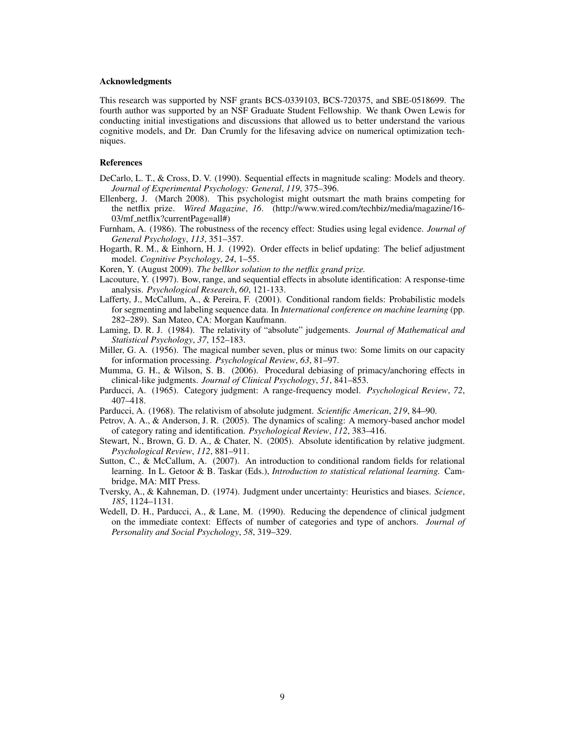### Acknowledgments

This research was supported by NSF grants BCS-0339103, BCS-720375, and SBE-0518699. The fourth author was supported by an NSF Graduate Student Fellowship. We thank Owen Lewis for conducting initial investigations and discussions that allowed us to better understand the various cognitive models, and Dr. Dan Crumly for the lifesaving advice on numerical optimization techniques.

### References

DeCarlo, L. T., & Cross, D. V. (1990). Sequential effects in magnitude scaling: Models and theory. *Journal of Experimental Psychology: General*, *119*, 375–396.

Ellenberg, J. (March 2008). This psychologist might outsmart the math brains competing for the netflix prize. *Wired Magazine*, *16*. (http://www.wired.com/techbiz/media/magazine/16-03/mf_netflix?currentPage=all#)

Furnham, A. (1986). The robustness of the recency effect: Studies using legal evidence. *Journal of General Psychology*, *113*, 351–357.

Hogarth, R. M., & Einhorn, H. J. (1992). Order effects in belief updating: The belief adjustment model. *Cognitive Psychology*, *24*, 1–55.

Koren, Y. (August 2009). *The bellkor solution to the netflix grand prize.*

Lacouture, Y. (1997). Bow, range, and sequential effects in absolute identification: A response-time analysis. *Psychological Research*, *60*, 121-133.

Lafferty, J., McCallum, A., & Pereira, F. (2001). Conditional random fields: Probabilistic models for segmenting and labeling sequence data. In *International conference on machine learning* (pp. 282–289). San Mateo, CA: Morgan Kaufmann.

Laming, D. R. J. (1984). The relativity of "absolute" judgements. *Journal of Mathematical and Statistical Psychology*, *37*, 152–183.

Miller, G. A. (1956). The magical number seven, plus or minus two: Some limits on our capacity for information processing. *Psychological Review*, *63*, 81–97.

Mumma, G. H., & Wilson, S. B. (2006). Procedural debiasing of primacy/anchoring effects in clinical-like judgments. *Journal of Clinical Psychology*, *51*, 841–853.

Parducci, A. (1965). Category judgment: A range-frequency model. *Psychological Review*, *72*, 407–418.

Parducci, A. (1968). The relativism of absolute judgment. *Scientific American*, *219*, 84–90.

Petrov, A. A., & Anderson, J. R. (2005). The dynamics of scaling: A memory-based anchor model of category rating and identification. *Psychological Review*, *112*, 383–416.

Stewart, N., Brown, G. D. A., & Chater, N. (2005). Absolute identification by relative judgment. *Psychological Review*, *112*, 881–911.

Sutton, C., & McCallum, A. (2007). An introduction to conditional random fields for relational learning. In L. Getoor & B. Taskar (Eds.), *Introduction to statistical relational learning.* Cambridge, MA: MIT Press.

Tversky, A., & Kahneman, D. (1974). Judgment under uncertainty: Heuristics and biases. *Science*, *185*, 1124–1131.

Wedell, D. H., Parducci, A., & Lane, M. (1990). Reducing the dependence of clinical judgment on the immediate context: Effects of number of categories and type of anchors. *Journal of Personality and Social Psychology*, *58*, 319–329.